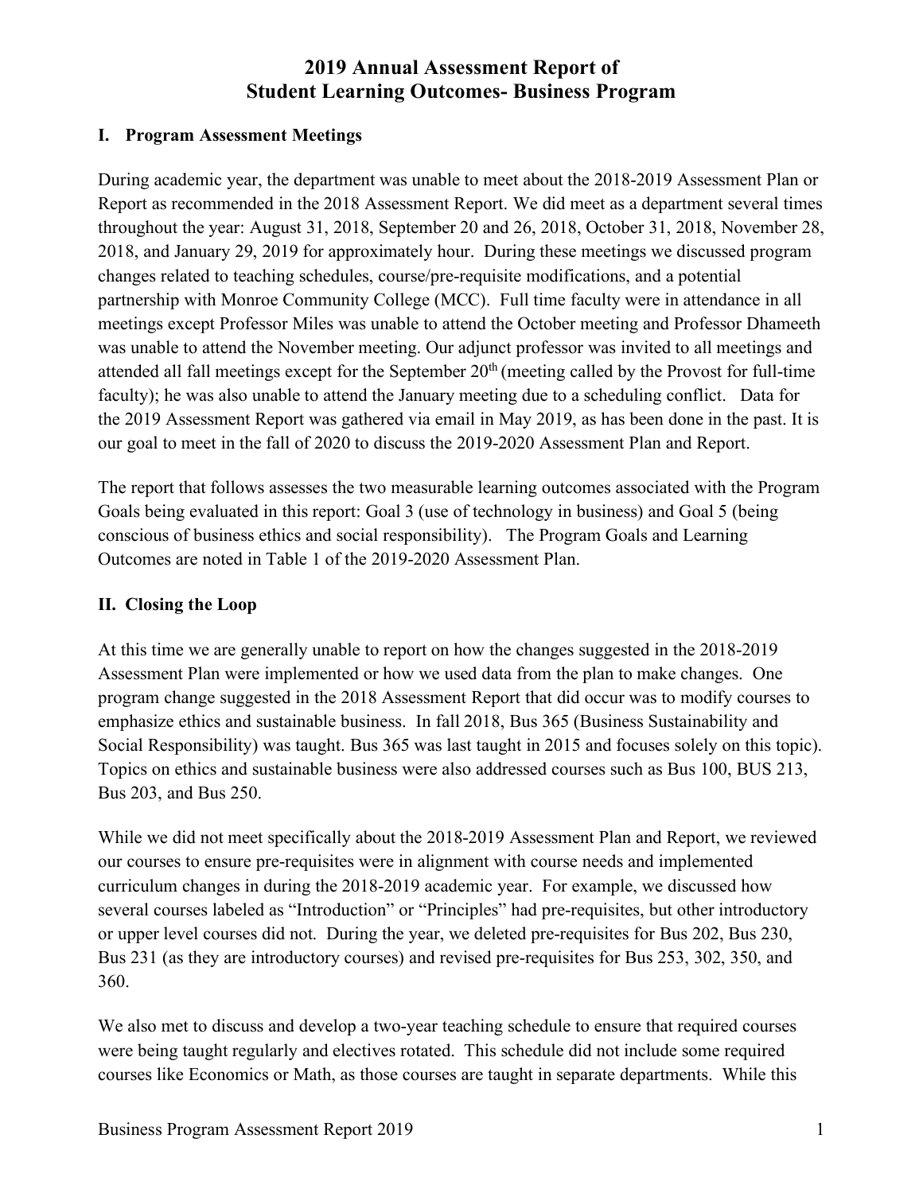# 2019 Annual Assessment Report of Student Learning Outcomes- Business Program

## I. Program Assessment Meetings

During academic year, the department was unable to meet about the 2018-2019 Assessment Plan or Report as recommended in the 2018 Assessment Report. We did meet as a department several times throughout the year: August 31, 2018, September 20 and 26, 2018, October 31, 2018, November 28, 2018, and January 29, 2019 for approximately hour. During these meetings we discussed program changes related to teaching schedules, course/pre-requisite modifications, and a potential partnership with Monroe Community College (MCC). Full time faculty were in attendance in all meetings except Professor Miles was unable to attend the October meeting and Professor Dhameeth was unable to attend the November meeting. Our adjunct professor was invited to all meetings and attended all fall meetings except for the September 20th (meeting called by the Provost for full-time faculty); he was also unable to attend the January meeting due to a scheduling conflict. Data for the 2019 Assessment Report was gathered via email in May 2019, as has been done in the past. It is our goal to meet in the fall of 2020 to discuss the 2019-2020 Assessment Plan and Report.

The report that follows assesses the two measurable learning outcomes associated with the Program Goals being evaluated in this report: Goal 3 (use of technology in business) and Goal 5 (being conscious of business ethics and social responsibility). The Program Goals and Learning Outcomes are noted in Table 1 of the 2019-2020 Assessment Plan.

## II. Closing the Loop

At this time we are generally unable to report on how the changes suggested in the 2018-2019 Assessment Plan were implemented or how we used data from the plan to make changes. One program change suggested in the 2018 Assessment Report that did occur was to modify courses to emphasize ethics and sustainable business. In fall 2018, Bus 365 (Business Sustainability and Social Responsibility) was taught. Bus 365 was last taught in 2015 and focuses solely on this topic). Topics on ethics and sustainable business were also addressed courses such as Bus 100, BUS 213, Bus 203, and Bus 250.

While we did not meet specifically about the 2018-2019 Assessment Plan and Report, we reviewed our courses to ensure pre-requisites were in alignment with course needs and implemented curriculum changes in during the 2018-2019 academic year. For example, we discussed how several courses labeled as "Introduction" or "Principles" had pre-requisites, but other introductory or upper level courses did not. During the year, we deleted pre-requisites for Bus 202, Bus 230, Bus 231 (as they are introductory courses) and revised pre-requisites for Bus 253, 302, 350, and 360.

We also met to discuss and develop a two-year teaching schedule to ensure that required courses were being taught regularly and electives rotated. This schedule did not include some required courses like Economics or Math, as those courses are taught in separate departments. While this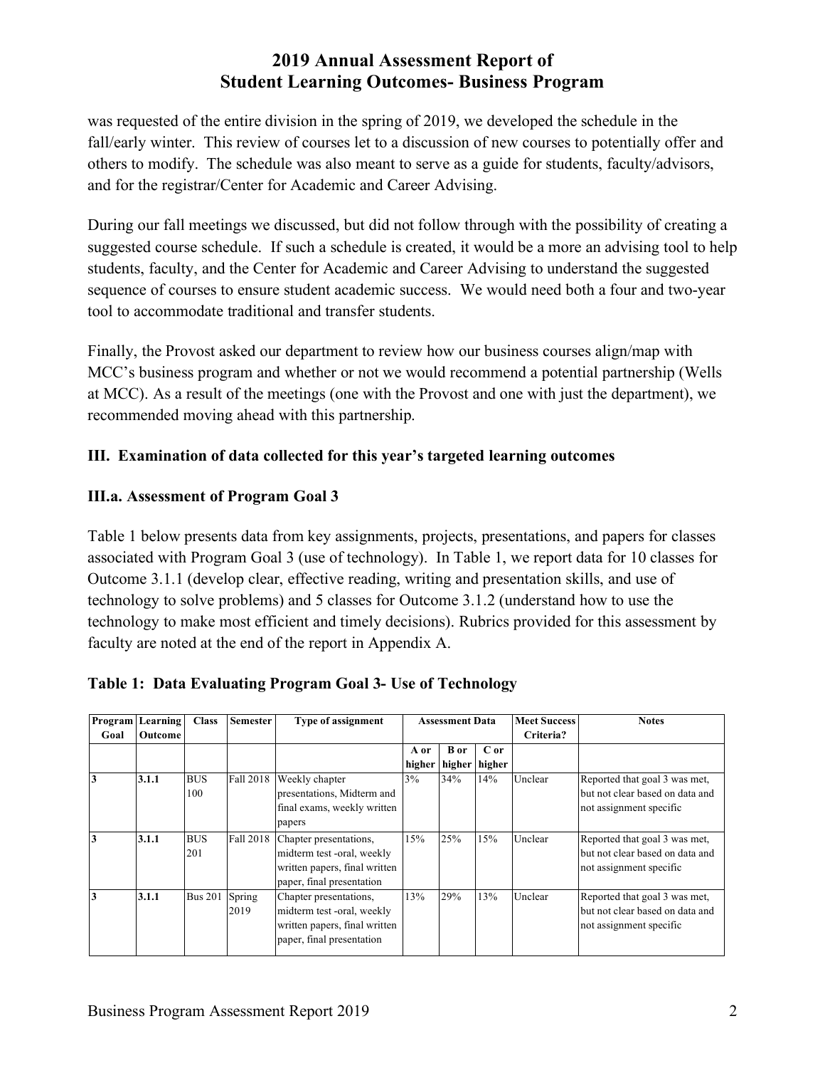was requested of the entire division in the spring of 2019, we developed the schedule in the fall/early winter. This review of courses let to a discussion of new courses to potentially offer and others to modify. The schedule was also meant to serve as a guide for students, faculty/advisors, and for the registrar/Center for Academic and Career Advising.

During our fall meetings we discussed, but did not follow through with the possibility of creating a suggested course schedule. If such a schedule is created, it would be a more an advising tool to help students, faculty, and the Center for Academic and Career Advising to understand the suggested sequence of courses to ensure student academic success. We would need both a four and two-year tool to accommodate traditional and transfer students.

Finally, the Provost asked our department to review how our business courses align/map with MCC's business program and whether or not we would recommend a potential partnership (Wells at MCC). As a result of the meetings (one with the Provost and one with just the department), we recommended moving ahead with this partnership.

### III. Examination of data collected for this year's targeted learning outcomes

### III.a. Assessment of Program Goal 3

Table 1 below presents data from key assignments, projects, presentations, and papers for classes associated with Program Goal 3 (use of technology). In Table 1, we report data for 10 classes for Outcome 3.1.1 (develop clear, effective reading, writing and presentation skills, and use of technology to solve problems) and 5 classes for Outcome 3.1.2 (understand how to use the technology to make most efficient and timely decisions). Rubrics provided for this assessment by faculty are noted at the end of the report in Appendix A.

**Table 1: Data Evaluating Program Goal 3- Use of Technology**

| Program Goal | Learning Outcome | Class | Semester | Type of assignment | Assessment Data | | | Meet Success Criteria? | Notes |
|---|---|---|---|---|---|---|---|---|---|
| | | | | | A or higher | B or higher | C or higher | | |
| **3** | **3.1.1** | BUS 100 | Fall 2018 | Weekly chapter presentations, Midterm and final exams, weekly written papers | 3% | 34% | 14% | Unclear | Reported that goal 3 was met, but not clear based on data and not assignment specific |
| **3** | **3.1.1** | BUS 201 | Fall 2018 | Chapter presentations, midterm test -oral, weekly written papers, final written paper, final presentation | 15% | 25% | 15% | Unclear | Reported that goal 3 was met, but not clear based on data and not assignment specific |
| **3** | **3.1.1** | Bus 201 | Spring 2019 | Chapter presentations, midterm test -oral, weekly written papers, final written paper, final presentation | 13% | 29% | 13% | Unclear | Reported that goal 3 was met, but not clear based on data and not assignment specific |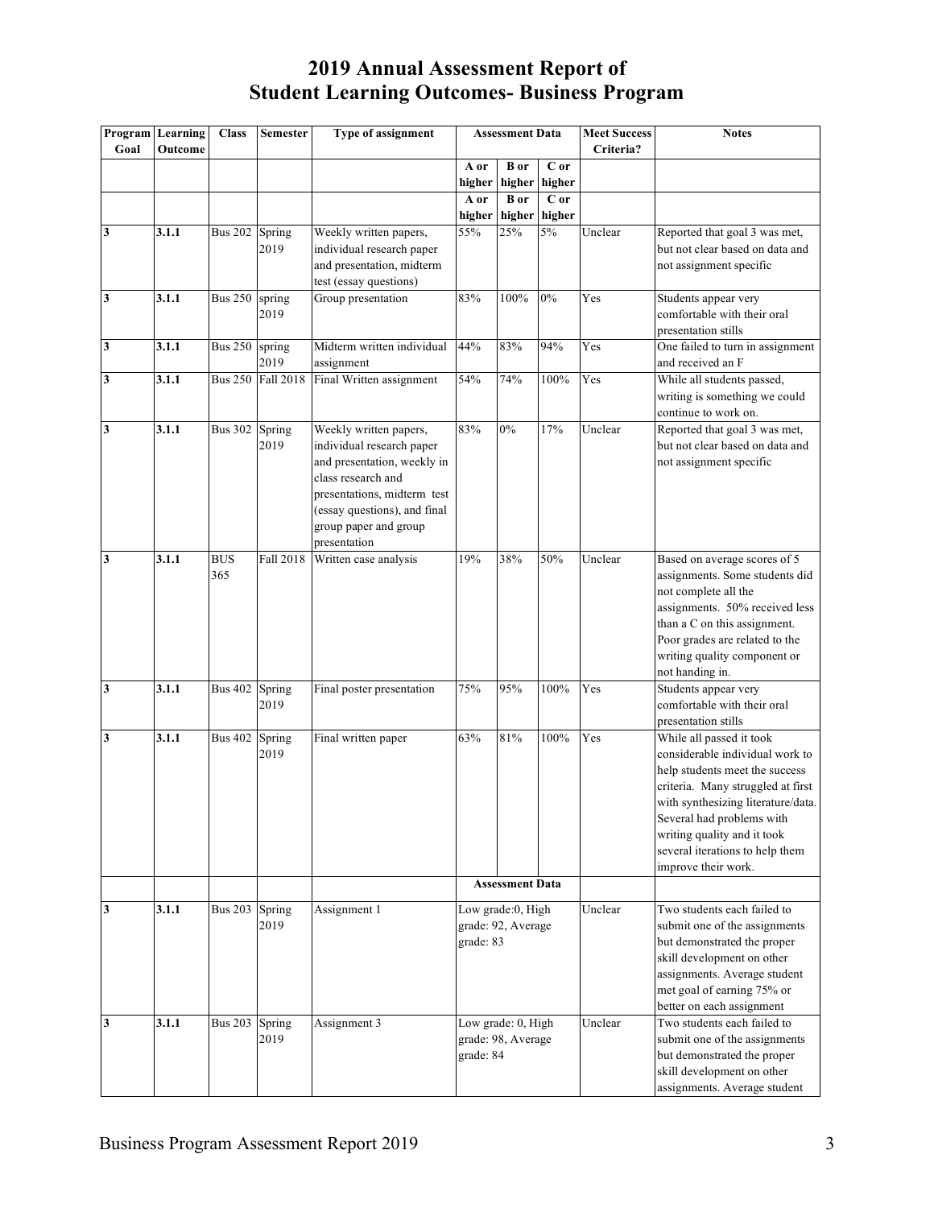# 2019 Annual Assessment Report of Student Learning Outcomes- Business Program

| Program Goal | Learning Outcome | Class | Semester | Type of assignment | Assessment Data | | | Meet Success Criteria? | Notes |
|---|---|---|---|---|---|---|---|---|---|
| | | | | | A or higher | B or higher | C or higher | | |
| | | | | | A or higher | B or higher | C or higher | | |
| **3** | **3.1.1** | Bus 202 | Spring 2019 | Weekly written papers, individual research paper and presentation, midterm test (essay questions) | 55% | 25% | 5% | Unclear | Reported that goal 3 was met, but not clear based on data and not assignment specific |
| **3** | **3.1.1** | Bus 250 | spring 2019 | Group presentation | 83% | 100% | 0% | Yes | Students appear very comfortable with their oral presentation stills |
| **3** | **3.1.1** | Bus 250 | spring 2019 | Midterm written individual assignment | 44% | 83% | 94% | Yes | One failed to turn in assignment and received an F |
| **3** | **3.1.1** | Bus 250 | Fall 2018 | Final Written assignment | 54% | 74% | 100% | Yes | While all students passed, writing is something we could continue to work on. |
| **3** | **3.1.1** | Bus 302 | Spring 2019 | Weekly written papers, individual research paper and presentation, weekly in class research and presentations, midterm test (essay questions), and final group paper and group presentation | 83% | 0% | 17% | Unclear | Reported that goal 3 was met, but not clear based on data and not assignment specific |
| **3** | **3.1.1** | BUS 365 | Fall 2018 | Written case analysis | 19% | 38% | 50% | Unclear | Based on average scores of 5 assignments. Some students did not complete all the assignments. 50% received less than a C on this assignment. Poor grades are related to the writing quality component or not handing in. |
| **3** | **3.1.1** | Bus 402 | Spring 2019 | Final poster presentation | 75% | 95% | 100% | Yes | Students appear very comfortable with their oral presentation stills |
| **3** | **3.1.1** | Bus 402 | Spring 2019 | Final written paper | 63% | 81% | 100% | Yes | While all passed it took considerable individual work to help students meet the success criteria. Many struggled at first with synthesizing literature/data. Several had problems with writing quality and it took several iterations to help them improve their work. |
| | | | | | **Assessment Data** | | | | |
| **3** | **3.1.1** | Bus 203 | Spring 2019 | Assignment 1 | Low grade:0, High grade: 92, Average grade: 83 | | | Unclear | Two students each failed to submit one of the assignments but demonstrated the proper skill development on other assignments. Average student met goal of earning 75% or better on each assignment |
| **3** | **3.1.1** | Bus 203 | Spring 2019 | Assignment 3 | Low grade: 0, High grade: 98, Average grade: 84 | | | Unclear | Two students each failed to submit one of the assignments but demonstrated the proper skill development on other assignments. Average student |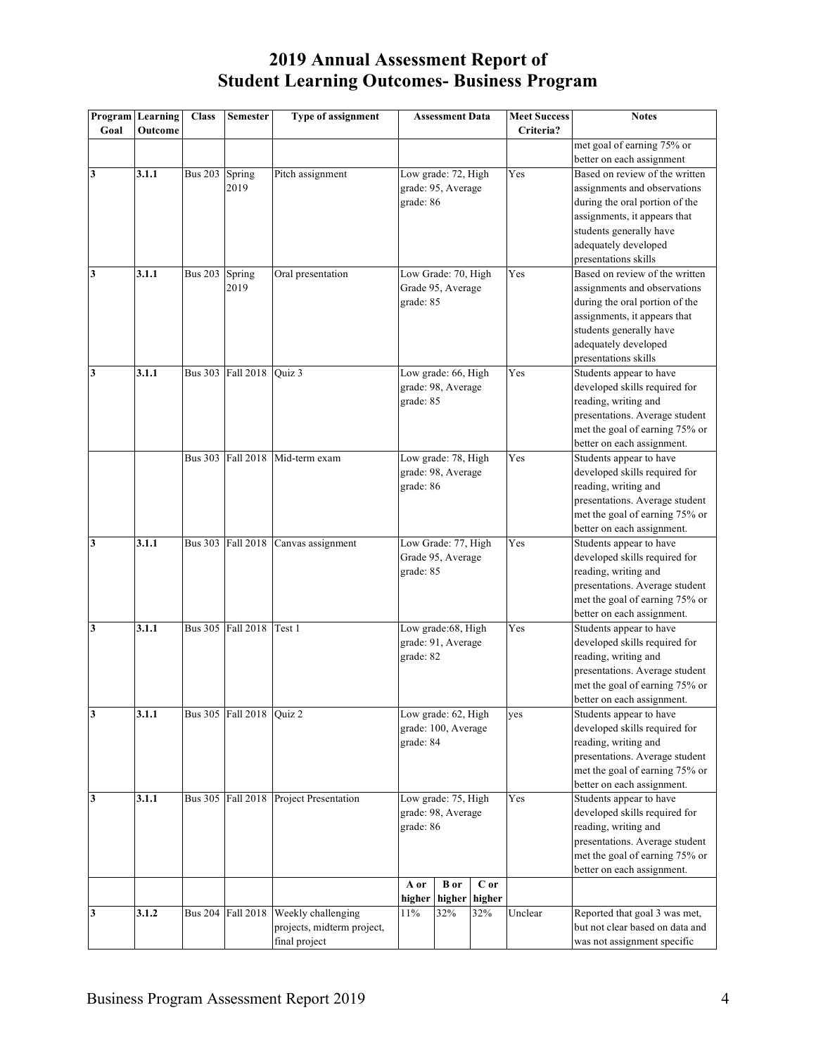# 2019 Annual Assessment Report of Student Learning Outcomes- Business Program

| Program Goal | Learning Outcome | Class | Semester | Type of assignment | Assessment Data | | | Meet Success Criteria? | Notes |
|---|---|---|---|---|---|---|---|---|---|
| | | | | | | | | | met goal of earning 75% or better on each assignment |
| **3** | **3.1.1** | Bus 203 | Spring 2019 | Pitch assignment | Low grade: 72, High grade: 95, Average grade: 86 | | | Yes | Based on review of the written assignments and observations during the oral portion of the assignments, it appears that students generally have adequately developed presentations skills |
| **3** | **3.1.1** | Bus 203 | Spring 2019 | Oral presentation | Low Grade: 70, High Grade 95, Average grade: 85 | | | Yes | Based on review of the written assignments and observations during the oral portion of the assignments, it appears that students generally have adequately developed presentations skills |
| **3** | **3.1.1** | Bus 303 | Fall 2018 | Quiz 3 | Low grade: 66, High grade: 98, Average grade: 85 | | | Yes | Students appear to have developed skills required for reading, writing and presentations. Average student met the goal of earning 75% or better on each assignment. |
| | | Bus 303 | Fall 2018 | Mid-term exam | Low grade: 78, High grade: 98, Average grade: 86 | | | Yes | Students appear to have developed skills required for reading, writing and presentations. Average student met the goal of earning 75% or better on each assignment. |
| **3** | **3.1.1** | Bus 303 | Fall 2018 | Canvas assignment | Low Grade: 77, High Grade 95, Average grade: 85 | | | Yes | Students appear to have developed skills required for reading, writing and presentations. Average student met the goal of earning 75% or better on each assignment. |
| **3** | **3.1.1** | Bus 305 | Fall 2018 | Test 1 | Low grade:68, High grade: 91, Average grade: 82 | | | Yes | Students appear to have developed skills required for reading, writing and presentations. Average student met the goal of earning 75% or better on each assignment. |
| **3** | **3.1.1** | Bus 305 | Fall 2018 | Quiz 2 | Low grade: 62, High grade: 100, Average grade: 84 | | | yes | Students appear to have developed skills required for reading, writing and presentations. Average student met the goal of earning 75% or better on each assignment. |
| **3** | **3.1.1** | Bus 305 | Fall 2018 | Project Presentation | Low grade: 75, High grade: 98, Average grade: 86 | | | Yes | Students appear to have developed skills required for reading, writing and presentations. Average student met the goal of earning 75% or better on each assignment. |
| | | | | | **A or higher** | **B or higher** | **C or higher** | | |
| **3** | **3.1.2** | Bus 204 | Fall 2018 | Weekly challenging projects, midterm project, final project | 11% | 32% | 32% | Unclear | Reported that goal 3 was met, but not clear based on data and was not assignment specific |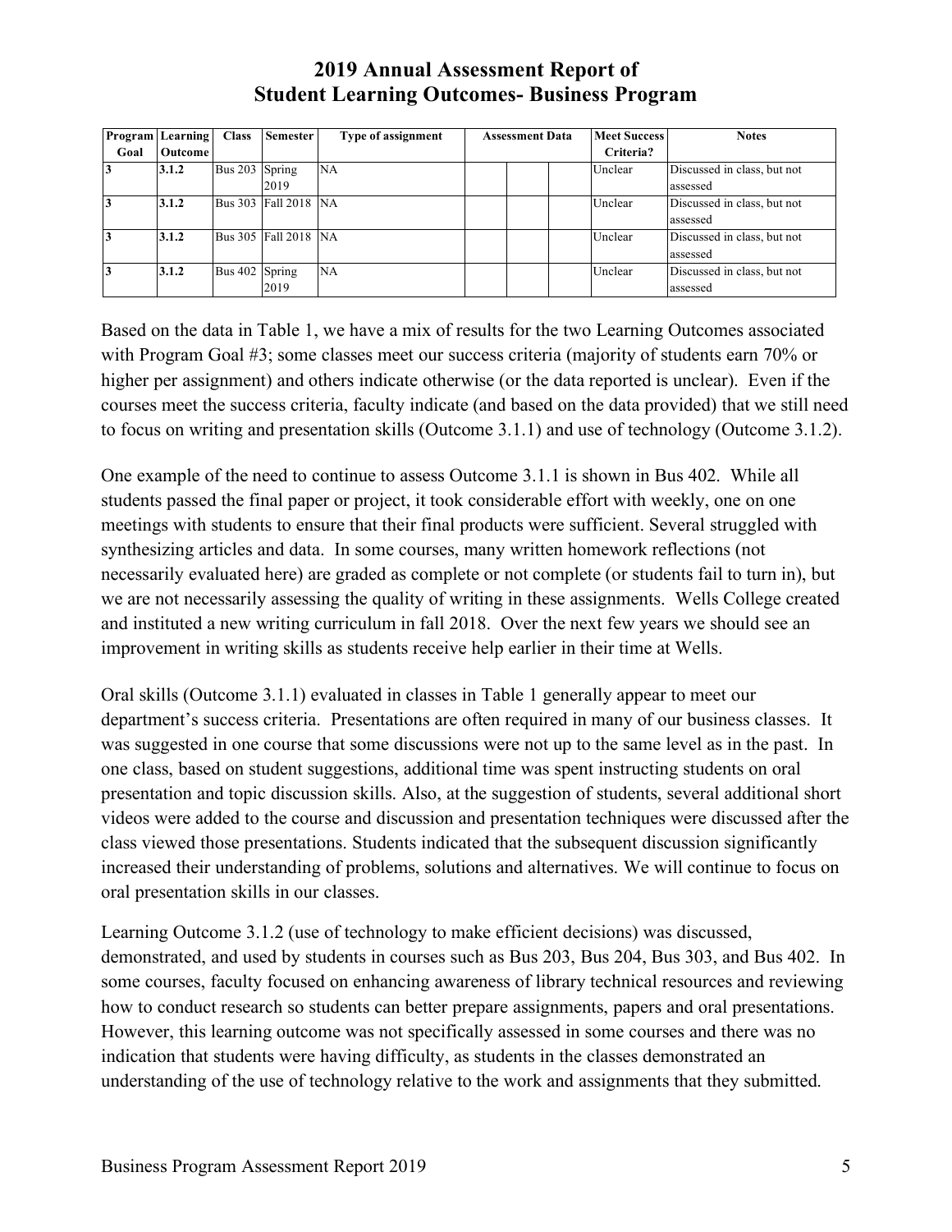# 2019 Annual Assessment Report of Student Learning Outcomes- Business Program

| Program Goal | Learning Outcome | Class | Semester | Type of assignment | Assessment Data | | | Meet Success Criteria? | Notes |
|---|---|---|---|---|---|---|---|---|---|
| 3 | 3.1.2 | Bus 203 | Spring 2019 | NA | | | | Unclear | Discussed in class, but not assessed |
| 3 | 3.1.2 | Bus 303 | Fall 2018 | NA | | | | Unclear | Discussed in class, but not assessed |
| 3 | 3.1.2 | Bus 305 | Fall 2018 | NA | | | | Unclear | Discussed in class, but not assessed |
| 3 | 3.1.2 | Bus 402 | Spring 2019 | NA | | | | Unclear | Discussed in class, but not assessed |

Based on the data in Table 1, we have a mix of results for the two Learning Outcomes associated with Program Goal #3; some classes meet our success criteria (majority of students earn 70% or higher per assignment) and others indicate otherwise (or the data reported is unclear). Even if the courses meet the success criteria, faculty indicate (and based on the data provided) that we still need to focus on writing and presentation skills (Outcome 3.1.1) and use of technology (Outcome 3.1.2).

One example of the need to continue to assess Outcome 3.1.1 is shown in Bus 402. While all students passed the final paper or project, it took considerable effort with weekly, one on one meetings with students to ensure that their final products were sufficient. Several struggled with synthesizing articles and data. In some courses, many written homework reflections (not necessarily evaluated here) are graded as complete or not complete (or students fail to turn in), but we are not necessarily assessing the quality of writing in these assignments. Wells College created and instituted a new writing curriculum in fall 2018. Over the next few years we should see an improvement in writing skills as students receive help earlier in their time at Wells.

Oral skills (Outcome 3.1.1) evaluated in classes in Table 1 generally appear to meet our department's success criteria. Presentations are often required in many of our business classes. It was suggested in one course that some discussions were not up to the same level as in the past. In one class, based on student suggestions, additional time was spent instructing students on oral presentation and topic discussion skills. Also, at the suggestion of students, several additional short videos were added to the course and discussion and presentation techniques were discussed after the class viewed those presentations. Students indicated that the subsequent discussion significantly increased their understanding of problems, solutions and alternatives. We will continue to focus on oral presentation skills in our classes.

Learning Outcome 3.1.2 (use of technology to make efficient decisions) was discussed, demonstrated, and used by students in courses such as Bus 203, Bus 204, Bus 303, and Bus 402. In some courses, faculty focused on enhancing awareness of library technical resources and reviewing how to conduct research so students can better prepare assignments, papers and oral presentations. However, this learning outcome was not specifically assessed in some courses and there was no indication that students were having difficulty, as students in the classes demonstrated an understanding of the use of technology relative to the work and assignments that they submitted.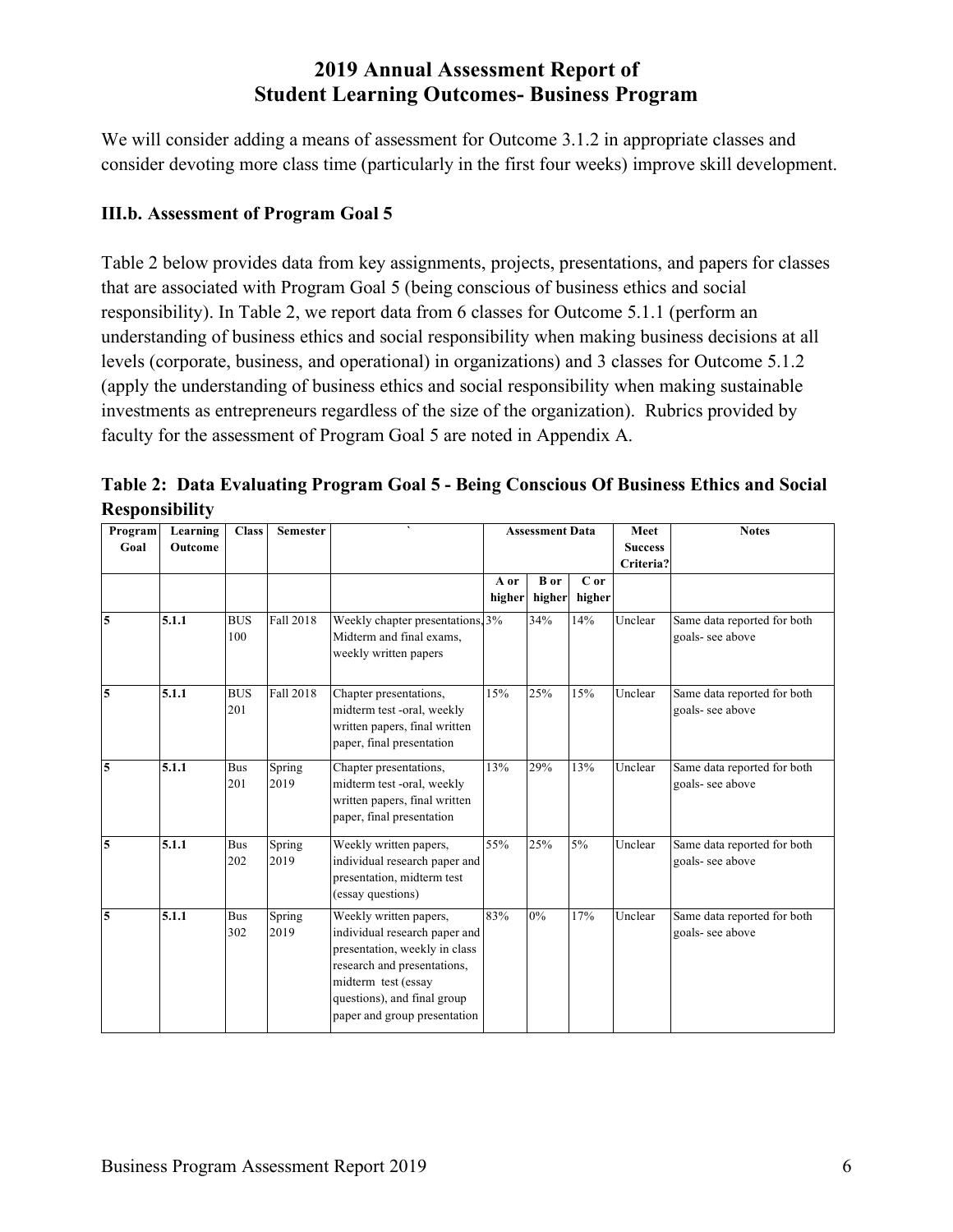# 2019 Annual Assessment Report of Student Learning Outcomes- Business Program

We will consider adding a means of assessment for Outcome 3.1.2 in appropriate classes and consider devoting more class time (particularly in the first four weeks) improve skill development.

### III.b. Assessment of Program Goal 5

Table 2 below provides data from key assignments, projects, presentations, and papers for classes that are associated with Program Goal 5 (being conscious of business ethics and social responsibility). In Table 2, we report data from 6 classes for Outcome 5.1.1 (perform an understanding of business ethics and social responsibility when making business decisions at all levels (corporate, business, and operational) in organizations) and 3 classes for Outcome 5.1.2 (apply the understanding of business ethics and social responsibility when making sustainable investments as entrepreneurs regardless of the size of the organization). Rubrics provided by faculty for the assessment of Program Goal 5 are noted in Appendix A.

**Table 2: Data Evaluating Program Goal 5 - Being Conscious Of Business Ethics and Social Responsibility**

| Program Goal | Learning Outcome | Class | Semester | ` | Assessment Data | | | Meet Success Criteria? | Notes |
|---|---|---|---|---|---|---|---|---|---|
| | | | | | A or higher | B or higher | C or higher | | |
| **5** | **5.1.1** | BUS 100 | Fall 2018 | Weekly chapter presentations, Midterm and final exams, weekly written papers | 3% | 34% | 14% | Unclear | Same data reported for both goals- see above |
| **5** | **5.1.1** | BUS 201 | Fall 2018 | Chapter presentations, midterm test -oral, weekly written papers, final written paper, final presentation | 15% | 25% | 15% | Unclear | Same data reported for both goals- see above |
| **5** | **5.1.1** | Bus 201 | Spring 2019 | Chapter presentations, midterm test -oral, weekly written papers, final written paper, final presentation | 13% | 29% | 13% | Unclear | Same data reported for both goals- see above |
| **5** | **5.1.1** | Bus 202 | Spring 2019 | Weekly written papers, individual research paper and presentation, midterm test (essay questions) | 55% | 25% | 5% | Unclear | Same data reported for both goals- see above |
| **5** | **5.1.1** | Bus 302 | Spring 2019 | Weekly written papers, individual research paper and presentation, weekly in class research and presentations, midterm test (essay questions), and final group paper and group presentation | 83% | 0% | 17% | Unclear | Same data reported for both goals- see above |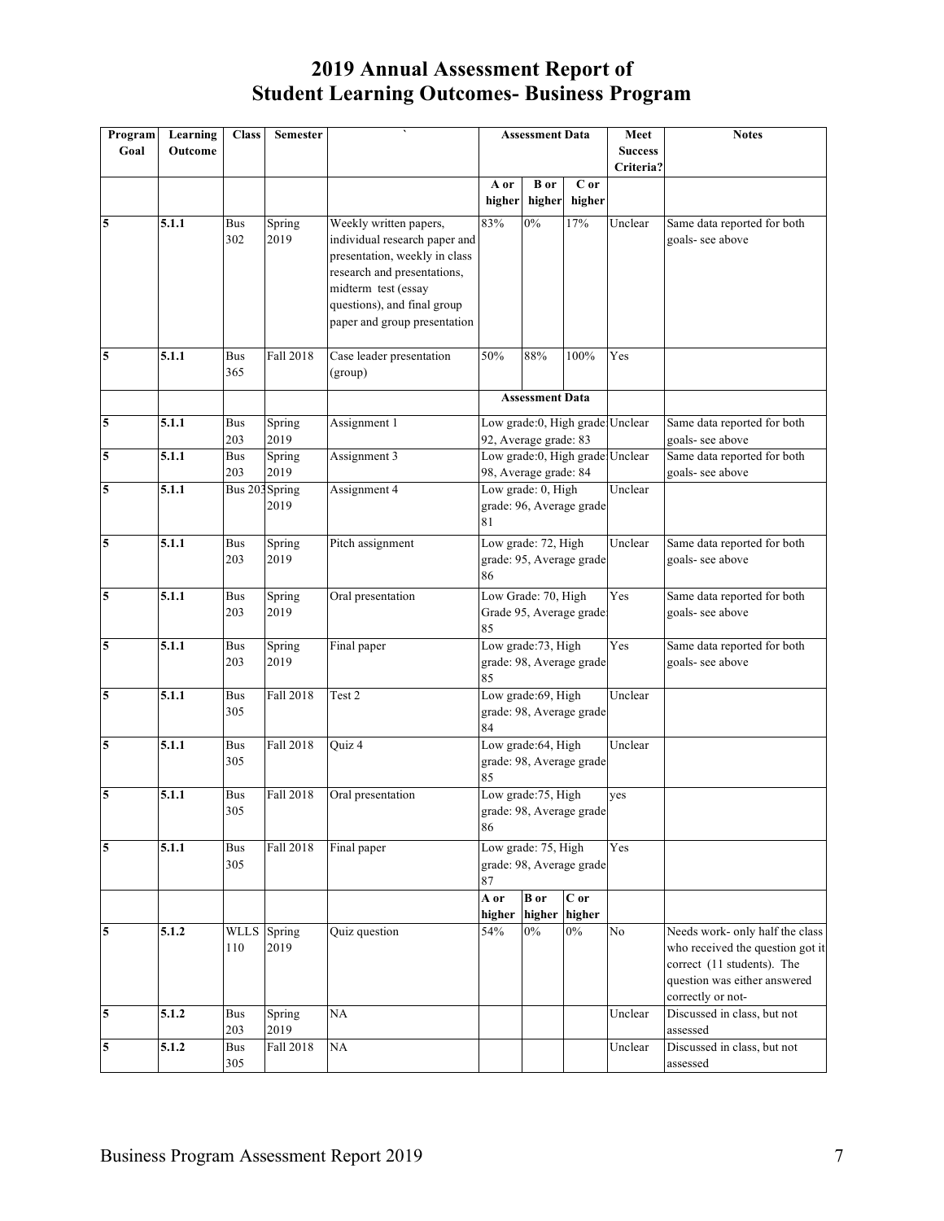# 2019 Annual Assessment Report of Student Learning Outcomes- Business Program

| Program Goal | Learning Outcome | Class | Semester | ` | Assessment Data | | | Meet Success Criteria? | Notes |
|---|---|---|---|---|---|---|---|---|---|
| | | | | | A or higher | B or higher | C or higher | | |
| 5 | 5.1.1 | Bus 302 | Spring 2019 | Weekly written papers, individual research paper and presentation, weekly in class research and presentations, midterm test (essay questions), and final group paper and group presentation | 83% | 0% | 17% | Unclear | Same data reported for both goals- see above |
| 5 | 5.1.1 | Bus 365 | Fall 2018 | Case leader presentation (group) | 50% | 88% | 100% | Yes | |
| | | | | | Assessment Data | | | | |
| 5 | 5.1.1 | Bus 203 | Spring 2019 | Assignment 1 | Low grade:0, High grade: 92, Average grade: 83 | | | Unclear | Same data reported for both goals- see above |
| 5 | 5.1.1 | Bus 203 | Spring 2019 | Assignment 3 | Low grade:0, High grade: 98, Average grade: 84 | | | Unclear | Same data reported for both goals- see above |
| 5 | 5.1.1 | Bus 203 | Spring 2019 | Assignment 4 | Low grade: 0, High grade: 96, Average grade 81 | | | Unclear | |
| 5 | 5.1.1 | Bus 203 | Spring 2019 | Pitch assignment | Low grade: 72, High grade: 95, Average grade 86 | | | Unclear | Same data reported for both goals- see above |
| 5 | 5.1.1 | Bus 203 | Spring 2019 | Oral presentation | Low Grade: 70, High Grade 95, Average grade: 85 | | | Yes | Same data reported for both goals- see above |
| 5 | 5.1.1 | Bus 203 | Spring 2019 | Final paper | Low grade:73, High grade: 98, Average grade 85 | | | Yes | Same data reported for both goals- see above |
| 5 | 5.1.1 | Bus 305 | Fall 2018 | Test 2 | Low grade:69, High grade: 98, Average grade 84 | | | Unclear | |
| 5 | 5.1.1 | Bus 305 | Fall 2018 | Quiz 4 | Low grade:64, High grade: 98, Average grade 85 | | | Unclear | |
| 5 | 5.1.1 | Bus 305 | Fall 2018 | Oral presentation | Low grade:75, High grade: 98, Average grade 86 | | | yes | |
| 5 | 5.1.1 | Bus 305 | Fall 2018 | Final paper | Low grade: 75, High grade: 98, Average grade 87 | | | Yes | |
| | | | | | A or higher | B or higher | C or higher | | |
| 5 | 5.1.2 | WLLS 110 | Spring 2019 | Quiz question | 54% | 0% | 0% | No | Needs work- only half the class who received the question got it correct (11 students). The question was either answered correctly or not- |
| 5 | 5.1.2 | Bus 203 | Spring 2019 | NA | | | | Unclear | Discussed in class, but not assessed |
| 5 | 5.1.2 | Bus 305 | Fall 2018 | NA | | | | Unclear | Discussed in class, but not assessed |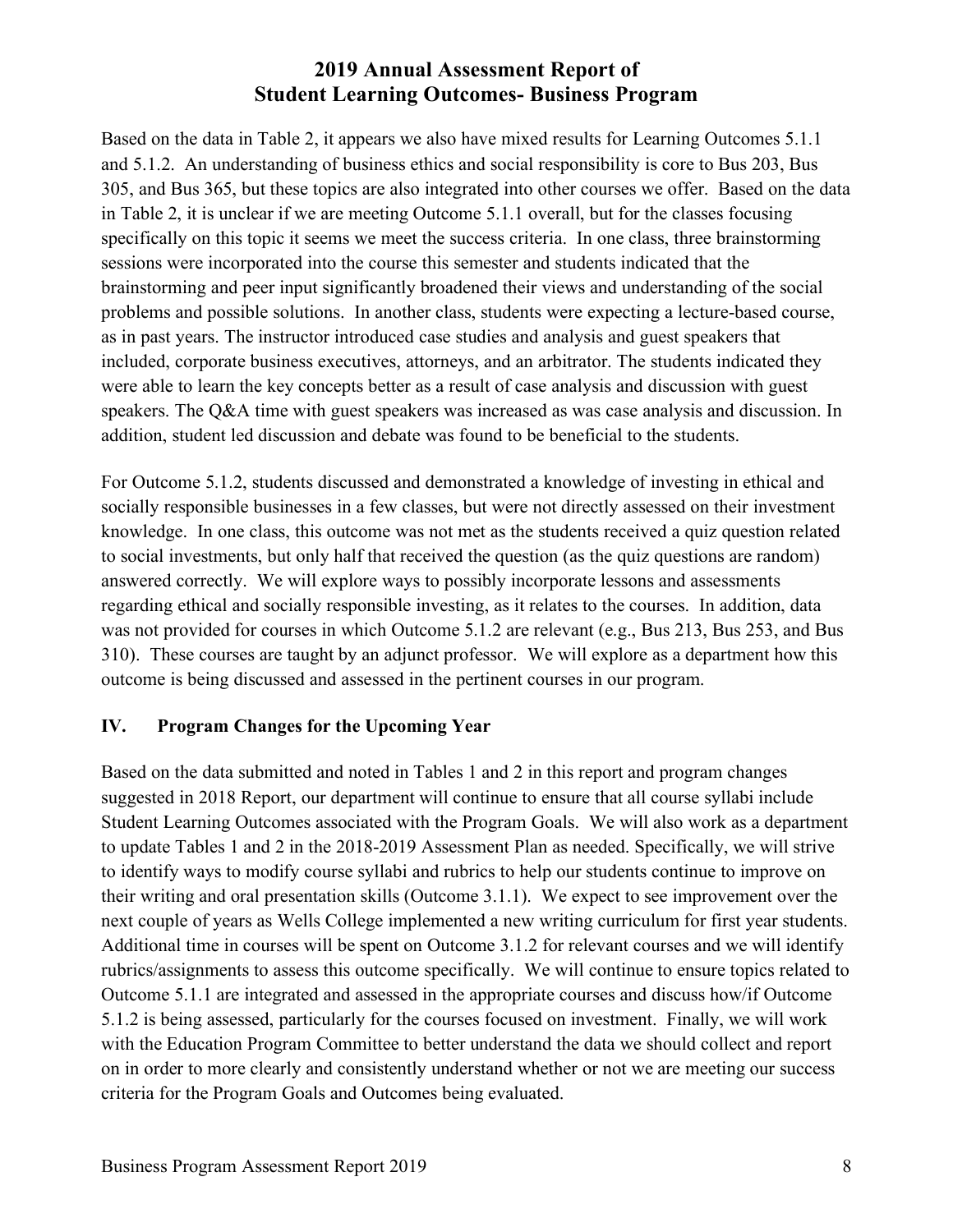Based on the data in Table 2, it appears we also have mixed results for Learning Outcomes 5.1.1 and 5.1.2. An understanding of business ethics and social responsibility is core to Bus 203, Bus 305, and Bus 365, but these topics are also integrated into other courses we offer. Based on the data in Table 2, it is unclear if we are meeting Outcome 5.1.1 overall, but for the classes focusing specifically on this topic it seems we meet the success criteria. In one class, three brainstorming sessions were incorporated into the course this semester and students indicated that the brainstorming and peer input significantly broadened their views and understanding of the social problems and possible solutions. In another class, students were expecting a lecture-based course, as in past years. The instructor introduced case studies and analysis and guest speakers that included, corporate business executives, attorneys, and an arbitrator. The students indicated they were able to learn the key concepts better as a result of case analysis and discussion with guest speakers. The Q&A time with guest speakers was increased as was case analysis and discussion. In addition, student led discussion and debate was found to be beneficial to the students.

For Outcome 5.1.2, students discussed and demonstrated a knowledge of investing in ethical and socially responsible businesses in a few classes, but were not directly assessed on their investment knowledge. In one class, this outcome was not met as the students received a quiz question related to social investments, but only half that received the question (as the quiz questions are random) answered correctly. We will explore ways to possibly incorporate lessons and assessments regarding ethical and socially responsible investing, as it relates to the courses. In addition, data was not provided for courses in which Outcome 5.1.2 are relevant (e.g., Bus 213, Bus 253, and Bus 310). These courses are taught by an adjunct professor. We will explore as a department how this outcome is being discussed and assessed in the pertinent courses in our program.

## IV. Program Changes for the Upcoming Year

Based on the data submitted and noted in Tables 1 and 2 in this report and program changes suggested in 2018 Report, our department will continue to ensure that all course syllabi include Student Learning Outcomes associated with the Program Goals. We will also work as a department to update Tables 1 and 2 in the 2018-2019 Assessment Plan as needed. Specifically, we will strive to identify ways to modify course syllabi and rubrics to help our students continue to improve on their writing and oral presentation skills (Outcome 3.1.1). We expect to see improvement over the next couple of years as Wells College implemented a new writing curriculum for first year students. Additional time in courses will be spent on Outcome 3.1.2 for relevant courses and we will identify rubrics/assignments to assess this outcome specifically. We will continue to ensure topics related to Outcome 5.1.1 are integrated and assessed in the appropriate courses and discuss how/if Outcome 5.1.2 is being assessed, particularly for the courses focused on investment. Finally, we will work with the Education Program Committee to better understand the data we should collect and report on in order to more clearly and consistently understand whether or not we are meeting our success criteria for the Program Goals and Outcomes being evaluated.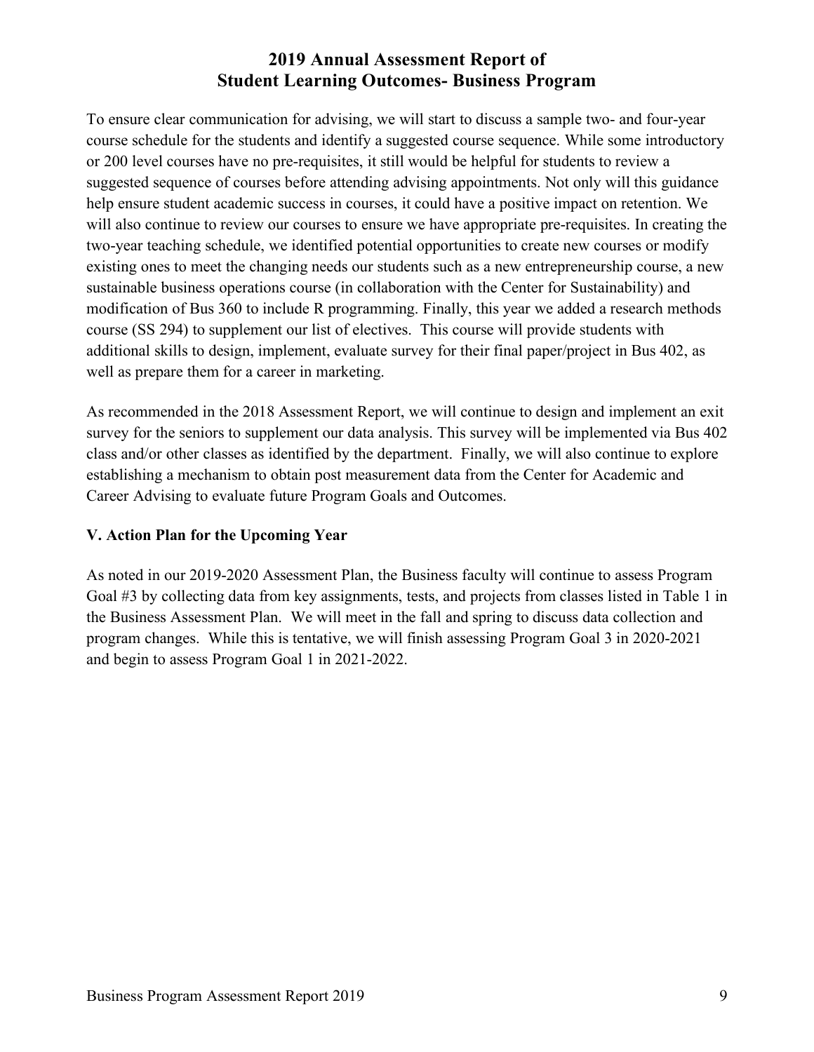To ensure clear communication for advising, we will start to discuss a sample two- and four-year course schedule for the students and identify a suggested course sequence. While some introductory or 200 level courses have no pre-requisites, it still would be helpful for students to review a suggested sequence of courses before attending advising appointments. Not only will this guidance help ensure student academic success in courses, it could have a positive impact on retention. We will also continue to review our courses to ensure we have appropriate pre-requisites. In creating the two-year teaching schedule, we identified potential opportunities to create new courses or modify existing ones to meet the changing needs our students such as a new entrepreneurship course, a new sustainable business operations course (in collaboration with the Center for Sustainability) and modification of Bus 360 to include R programming. Finally, this year we added a research methods course (SS 294) to supplement our list of electives. This course will provide students with additional skills to design, implement, evaluate survey for their final paper/project in Bus 402, as well as prepare them for a career in marketing.

As recommended in the 2018 Assessment Report, we will continue to design and implement an exit survey for the seniors to supplement our data analysis. This survey will be implemented via Bus 402 class and/or other classes as identified by the department. Finally, we will also continue to explore establishing a mechanism to obtain post measurement data from the Center for Academic and Career Advising to evaluate future Program Goals and Outcomes.

### V. Action Plan for the Upcoming Year

As noted in our 2019-2020 Assessment Plan, the Business faculty will continue to assess Program Goal #3 by collecting data from key assignments, tests, and projects from classes listed in Table 1 in the Business Assessment Plan. We will meet in the fall and spring to discuss data collection and program changes. While this is tentative, we will finish assessing Program Goal 3 in 2020-2021 and begin to assess Program Goal 1 in 2021-2022.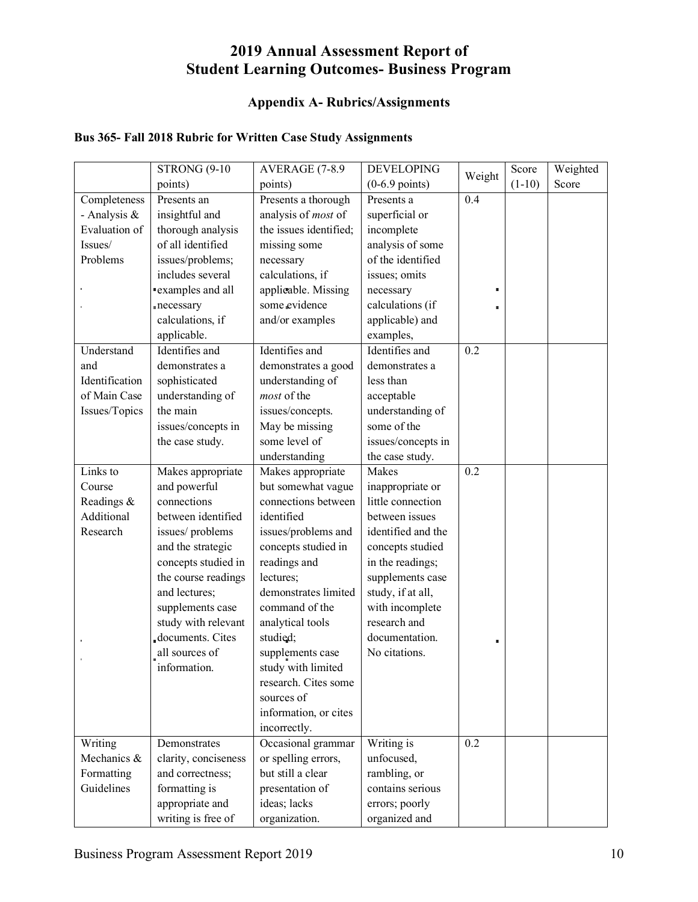# 2019 Annual Assessment Report of Student Learning Outcomes- Business Program

## Appendix A- Rubrics/Assignments

### Bus 365- Fall 2018 Rubric for Written Case Study Assignments

| | STRONG (9-10 points) | AVERAGE (7-8.9 points) | DEVELOPING (0-6.9 points) | Weight | Score (1-10) | Weighted Score |
|---|---|---|---|---|---|---|
| Completeness - Analysis & Evaluation of Issues/ Problems | Presents an insightful and thorough analysis of all identified issues/problems; includes several examples and all necessary calculations, if applicable. | Presents a thorough analysis of *most* of the issues identified; missing some necessary calculations, if applicable. Missing some evidence and/or examples | Presents a superficial or incomplete analysis of some of the identified issues; omits necessary calculations (if applicable) and examples, | 0.4 | | |
| Understand and Identification of Main Case Issues/Topics | Identifies and demonstrates a sophisticated understanding of the main issues/concepts in the case study. | Identifies and demonstrates a good understanding of *most* of the issues/concepts. May be missing some level of understanding | Identifies and demonstrates a less than acceptable understanding of some of the issues/concepts in the case study. | 0.2 | | |
| Links to Course Readings & Additional Research | Makes appropriate and powerful connections between identified issues/ problems and the strategic concepts studied in the course readings and lectures; supplements case study with relevant documents. Cites all sources of information. | Makes appropriate but somewhat vague connections between identified issues/problems and concepts studied in readings and lectures; demonstrates limited command of the analytical tools studied; supplements case study with limited research. Cites some sources of information, or cites incorrectly. | Makes inappropriate or little connection between issues identified and the concepts studied in the readings; supplements case study, if at all, with incomplete research and documentation. No citations. | 0.2 | | |
| Writing Mechanics & Formatting Guidelines | Demonstrates clarity, conciseness and correctness; formatting is appropriate and writing is free of | Occasional grammar or spelling errors, but still a clear presentation of ideas; lacks organization. | Writing is unfocused, rambling, or contains serious errors; poorly organized and | 0.2 | | |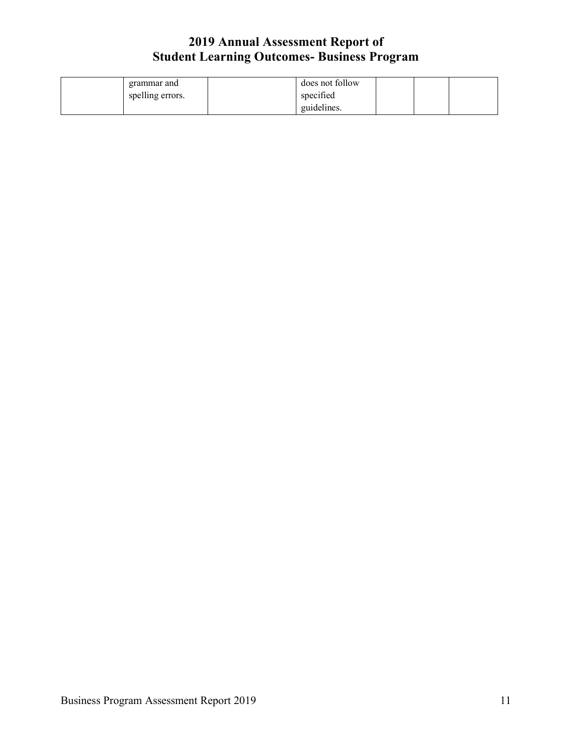|  | grammar and spelling errors. |  | does not follow specified guidelines. |  |  |  |
|---|---|---|---|---|---|---|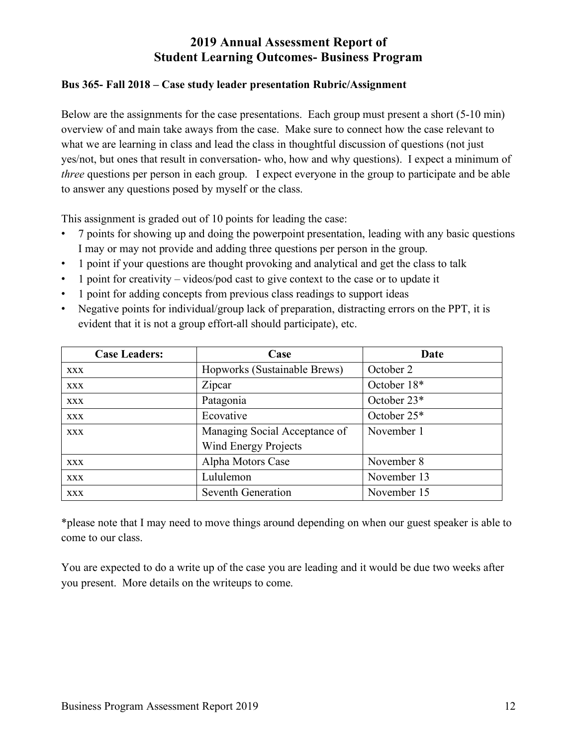# 2019 Annual Assessment Report of Student Learning Outcomes- Business Program

**Bus 365- Fall 2018 – Case study leader presentation Rubric/Assignment**

Below are the assignments for the case presentations. Each group must present a short (5-10 min) overview of and main take aways from the case. Make sure to connect how the case relevant to what we are learning in class and lead the class in thoughtful discussion of questions (not just yes/not, but ones that result in conversation- who, how and why questions). I expect a minimum of *three* questions per person in each group. I expect everyone in the group to participate and be able to answer any questions posed by myself or the class.

This assignment is graded out of 10 points for leading the case:

- 7 points for showing up and doing the powerpoint presentation, leading with any basic questions I may or may not provide and adding three questions per person in the group.
- 1 point if your questions are thought provoking and analytical and get the class to talk
- 1 point for creativity – videos/pod cast to give context to the case or to update it
- 1 point for adding concepts from previous class readings to support ideas
- Negative points for individual/group lack of preparation, distracting errors on the PPT, it is evident that it is not a group effort-all should participate), etc.

| Case Leaders: | Case | Date |
|---|---|---|
| xxx | Hopworks (Sustainable Brews) | October 2 |
| xxx | Zipcar | October 18* |
| xxx | Patagonia | October 23* |
| xxx | Ecovative | October 25* |
| xxx | Managing Social Acceptance of Wind Energy Projects | November 1 |
| xxx | Alpha Motors Case | November 8 |
| xxx | Lululemon | November 13 |
| xxx | Seventh Generation | November 15 |

*please note that I may need to move things around depending on when our guest speaker is able to come to our class.

You are expected to do a write up of the case you are leading and it would be due two weeks after you present. More details on the writeups to come.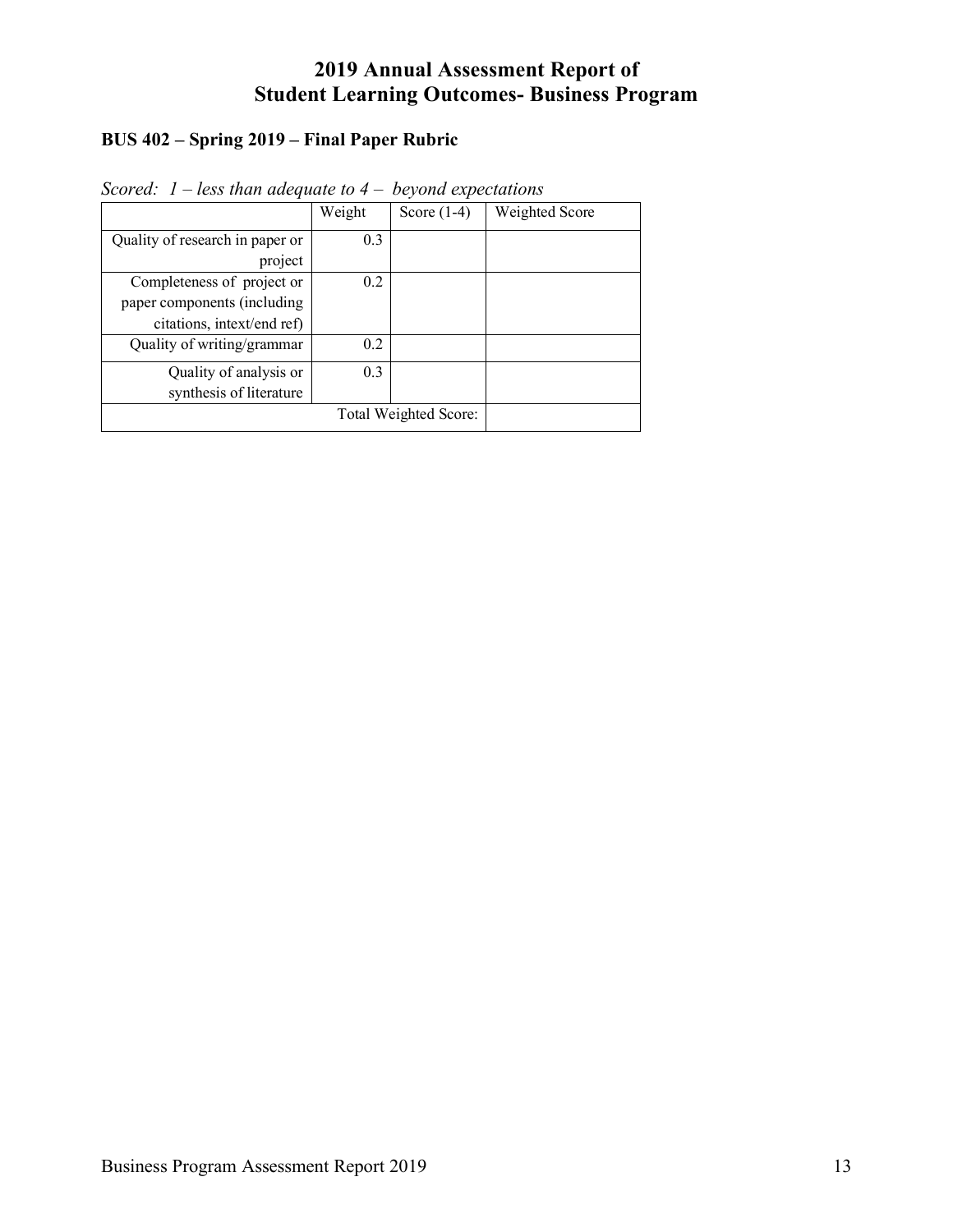# 2019 Annual Assessment Report of Student Learning Outcomes- Business Program

**BUS 402 – Spring 2019 – Final Paper Rubric**

*Scored: 1 – less than adequate to 4 – beyond expectations*

| | Weight | Score (1-4) | Weighted Score |
|---|---|---|---|
| Quality of research in paper or project | 0.3 | | |
| Completeness of project or paper components (including citations, intext/end ref) | 0.2 | | |
| Quality of writing/grammar | 0.2 | | |
| Quality of analysis or synthesis of literature | 0.3 | | |
| Total Weighted Score: | | | |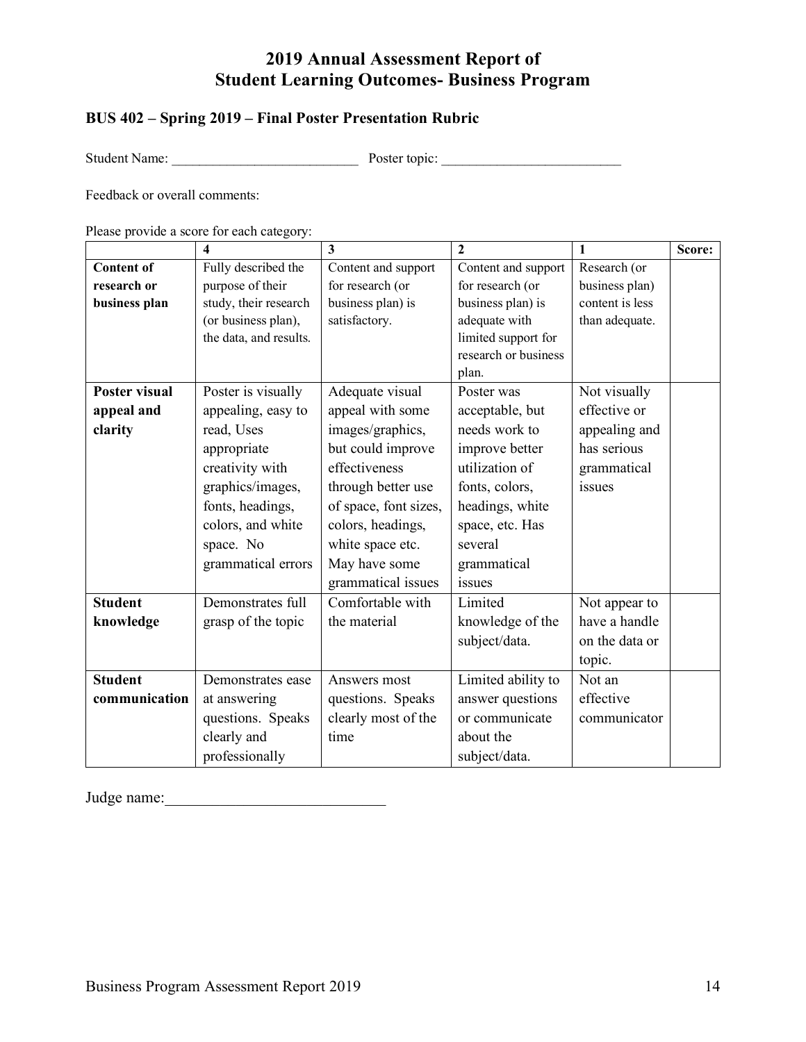# 2019 Annual Assessment Report of Student Learning Outcomes- Business Program

## BUS 402 – Spring 2019 – Final Poster Presentation Rubric

Student Name: ___________________________ Poster topic: __________________________

Feedback or overall comments:

Please provide a score for each category:

| | 4 | 3 | 2 | 1 | Score: |
|---|---|---|---|---|---|
| **Content of research or business plan** | Fully described the purpose of their study, their research (or business plan), the data, and results. | Content and support for research (or business plan) is satisfactory. | Content and support for research (or business plan) is adequate with limited support for research or business plan. | Research (or business plan) content is less than adequate. | |
| **Poster visual appeal and clarity** | Poster is visually appealing, easy to read, Uses appropriate creativity with graphics/images, fonts, headings, colors, and white space. No grammatical errors | Adequate visual appeal with some images/graphics, but could improve effectiveness through better use of space, font sizes, colors, headings, white space etc. May have some grammatical issues | Poster was acceptable, but needs work to improve better utilization of fonts, colors, headings, white space, etc. Has several grammatical issues | Not visually effective or appealing and has serious grammatical issues | |
| **Student knowledge** | Demonstrates full grasp of the topic | Comfortable with the material | Limited knowledge of the subject/data. | Not appear to have a handle on the data or topic. | |
| **Student communication** | Demonstrates ease at answering questions. Speaks clearly and professionally | Answers most questions. Speaks clearly most of the time | Limited ability to answer questions or communicate about the subject/data. | Not an effective communicator | |

Judge name:____________________________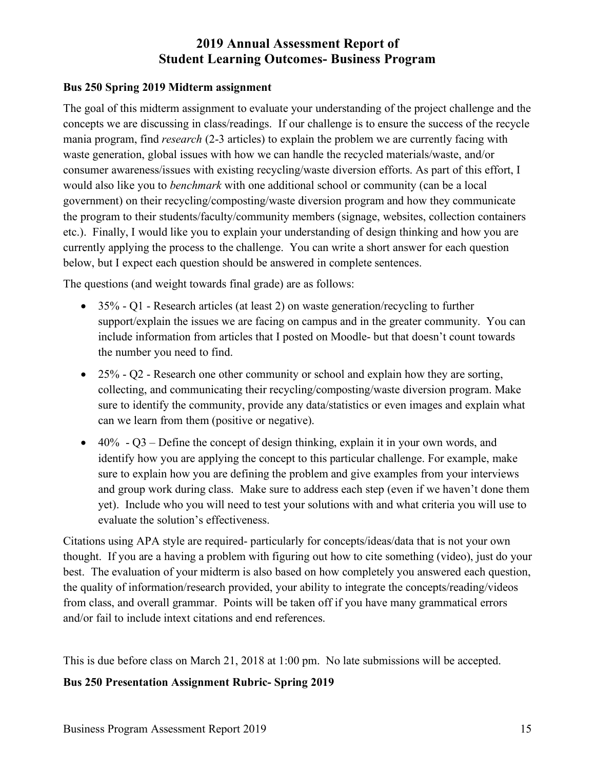# 2019 Annual Assessment Report of Student Learning Outcomes- Business Program

**Bus 250 Spring 2019 Midterm assignment**

The goal of this midterm assignment to evaluate your understanding of the project challenge and the concepts we are discussing in class/readings. If our challenge is to ensure the success of the recycle mania program, find *research* (2-3 articles) to explain the problem we are currently facing with waste generation, global issues with how we can handle the recycled materials/waste, and/or consumer awareness/issues with existing recycling/waste diversion efforts. As part of this effort, I would also like you to *benchmark* with one additional school or community (can be a local government) on their recycling/composting/waste diversion program and how they communicate the program to their students/faculty/community members (signage, websites, collection containers etc.). Finally, I would like you to explain your understanding of design thinking and how you are currently applying the process to the challenge. You can write a short answer for each question below, but I expect each question should be answered in complete sentences.

The questions (and weight towards final grade) are as follows:

- 35% - Q1 - Research articles (at least 2) on waste generation/recycling to further support/explain the issues we are facing on campus and in the greater community. You can include information from articles that I posted on Moodle- but that doesn't count towards the number you need to find.
- 25% - Q2 - Research one other community or school and explain how they are sorting, collecting, and communicating their recycling/composting/waste diversion program. Make sure to identify the community, provide any data/statistics or even images and explain what can we learn from them (positive or negative).
- 40% - Q3 – Define the concept of design thinking, explain it in your own words, and identify how you are applying the concept to this particular challenge. For example, make sure to explain how you are defining the problem and give examples from your interviews and group work during class. Make sure to address each step (even if we haven't done them yet). Include who you will need to test your solutions with and what criteria you will use to evaluate the solution's effectiveness.

Citations using APA style are required- particularly for concepts/ideas/data that is not your own thought. If you are a having a problem with figuring out how to cite something (video), just do your best. The evaluation of your midterm is also based on how completely you answered each question, the quality of information/research provided, your ability to integrate the concepts/reading/videos from class, and overall grammar. Points will be taken off if you have many grammatical errors and/or fail to include intext citations and end references.

This is due before class on March 21, 2018 at 1:00 pm. No late submissions will be accepted.

**Bus 250 Presentation Assignment Rubric- Spring 2019**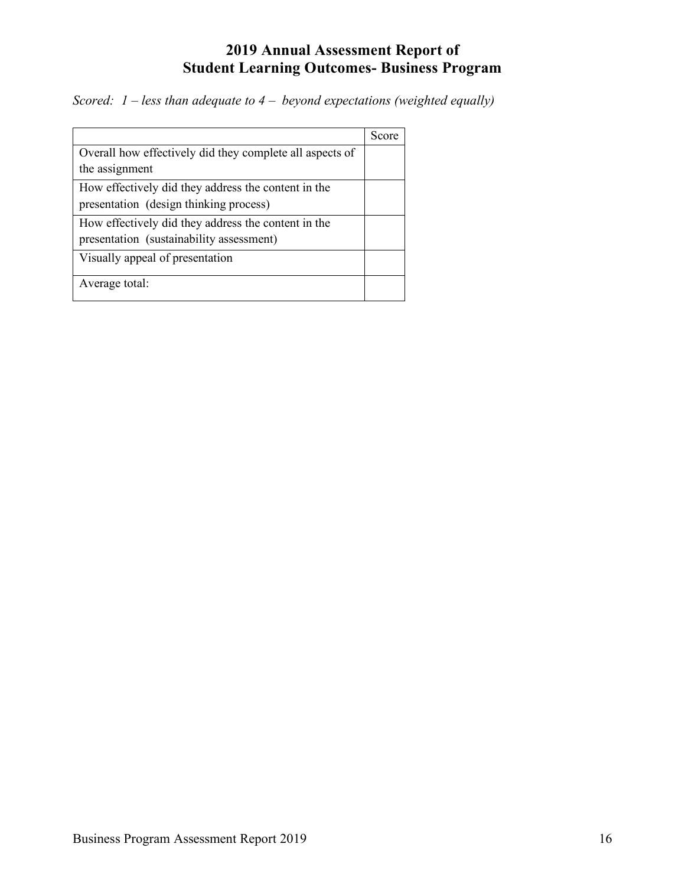# 2019 Annual Assessment Report of Student Learning Outcomes- Business Program

*Scored: 1 – less than adequate to 4 – beyond expectations (weighted equally)*

| | Score |
|---|---|
| Overall how effectively did they complete all aspects of the assignment | |
| How effectively did they address the content in the presentation (design thinking process) | |
| How effectively did they address the content in the presentation (sustainability assessment) | |
| Visually appeal of presentation | |
| Average total: | |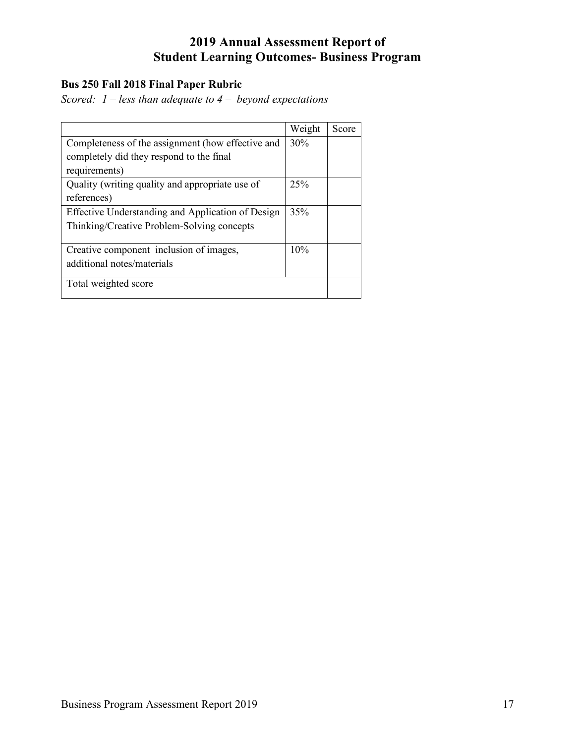# 2019 Annual Assessment Report of Student Learning Outcomes- Business Program

**Bus 250 Fall 2018 Final Paper Rubric**

*Scored: 1 – less than adequate to 4 – beyond expectations*

| | Weight | Score |
|---|---|---|
| Completeness of the assignment (how effective and completely did they respond to the final requirements) | 30% | |
| Quality (writing quality and appropriate use of references) | 25% | |
| Effective Understanding and Application of Design Thinking/Creative Problem-Solving concepts | 35% | |
| Creative component inclusion of images, additional notes/materials | 10% | |
| Total weighted score | | |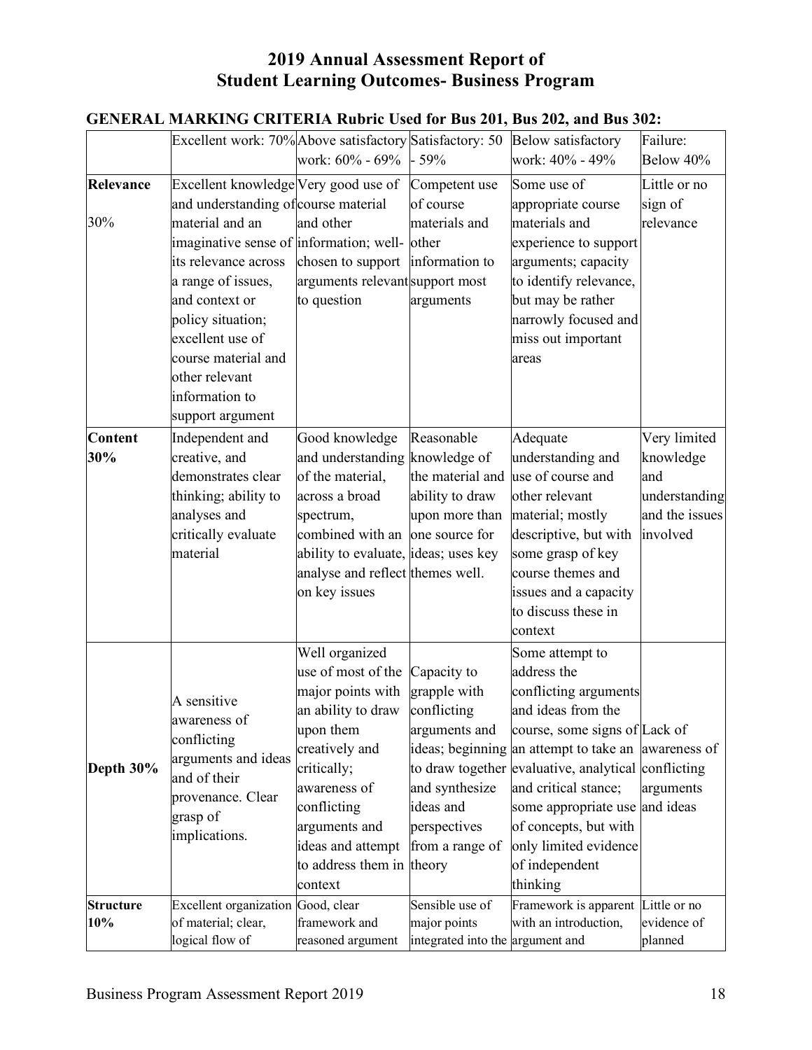# 2019 Annual Assessment Report of Student Learning Outcomes- Business Program

**GENERAL MARKING CRITERIA Rubric Used for Bus 201, Bus 202, and Bus 302:**

| | Excellent work: 70% | Above satisfactory work: 60% - 69% | Satisfactory: 50 - 59% | Below satisfactory work: 40% - 49% | Failure: Below 40% |
|---|---|---|---|---|---|
| **Relevance** 30% | Excellent knowledge and understanding of course material and an imaginative sense of its relevance across a range of issues, and context or policy situation; excellent use of course material and other relevant information to support argument | Very good use of course material and other information; well-chosen to support arguments relevant to question | Competent use of course materials and other information to support most arguments | Some use of appropriate course materials and experience to support arguments; capacity to identify relevance, but may be rather narrowly focused and miss out important areas | Little or no sign of relevance |
| **Content 30%** | Independent and creative, and demonstrates clear thinking; ability to analyses and critically evaluate material | Good knowledge and understanding of the material, across a broad spectrum, combined with an ability to evaluate, analyse and reflect on key issues | Reasonable knowledge of the material and ability to draw upon more than one source for ideas; uses key themes well. | Adequate understanding and use of course and other relevant material; mostly descriptive, but with some grasp of key course themes and issues and a capacity to discuss these in context | Very limited knowledge and understanding and the issues involved |
| **Depth 30%** | A sensitive awareness of conflicting arguments and ideas and of their provenance. Clear grasp of implications. | Well organized use of most of the major points with an ability to draw upon them creatively and critically; awareness of conflicting arguments and ideas and attempt to address them in context | Capacity to grapple with conflicting arguments and ideas; beginning to draw together and synthesize ideas and perspectives from a range of theory | Some attempt to address the conflicting arguments and ideas from the course, some signs of an attempt to take an evaluative, analytical and critical stance; some appropriate use of concepts, but with only limited evidence of independent thinking | Lack of awareness of conflicting arguments and ideas |
| **Structure 10%** | Excellent organization of material; clear, logical flow of | Good, clear framework and reasoned argument | Sensible use of major points integrated into the | Framework is apparent with an introduction, argument and | Little or no evidence of planned |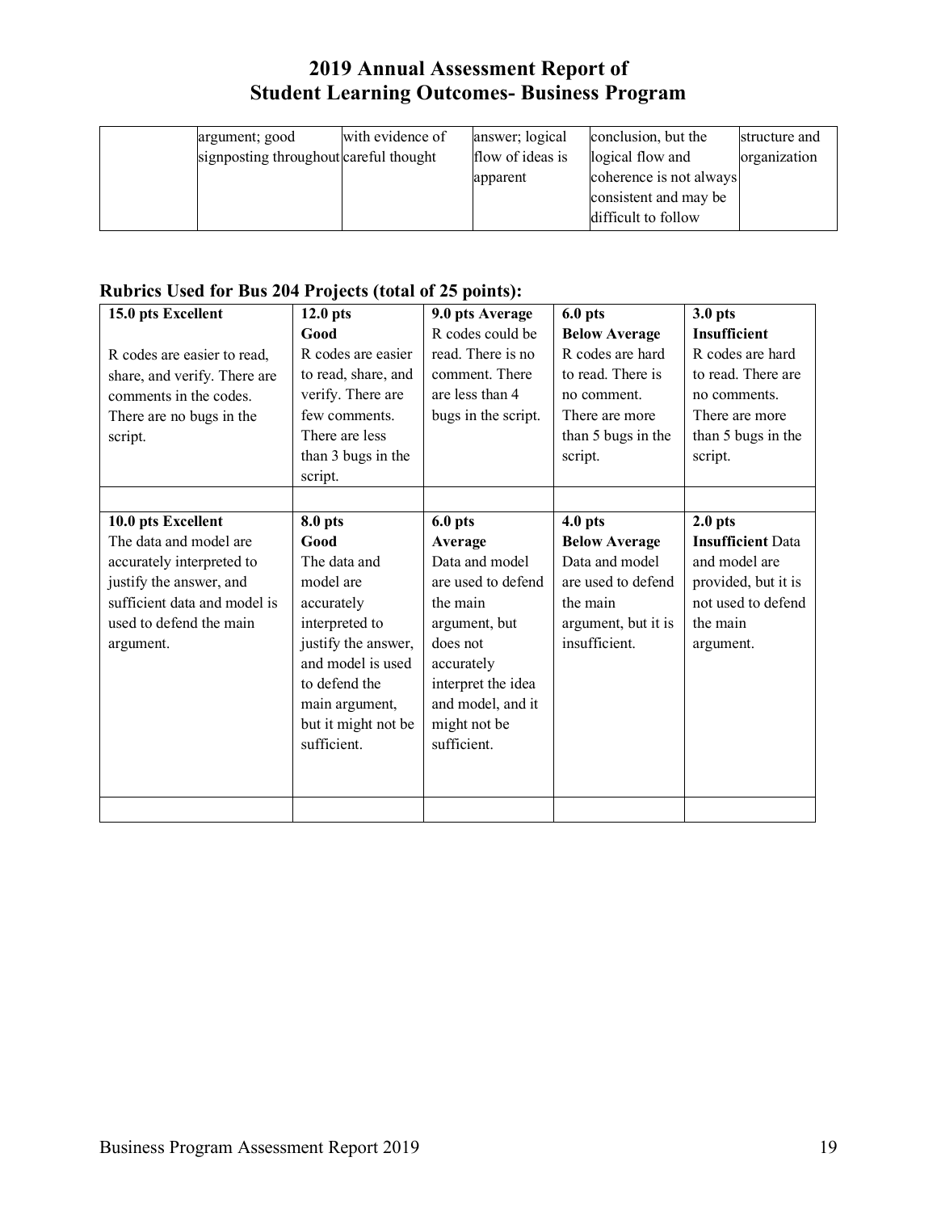| | | | | | |
|---|---|---|---|---|---|
| | argument; good signposting throughout | with evidence of careful thought | answer; logical flow of ideas is apparent | conclusion, but the logical flow and coherence is not always consistent and may be difficult to follow | structure and organization |

**Rubrics Used for Bus 204 Projects (total of 25 points):**

| | | | | |
|---|---|---|---|---|
| **15.0 pts Excellent**<br><br>R codes are easier to read, share, and verify. There are comments in the codes. There are no bugs in the script. | **12.0 pts Good**<br>R codes are easier to read, share, and verify. There are few comments. There are less than 3 bugs in the script. | **9.0 pts Average**<br>R codes could be read. There is no comment. There are less than 4 bugs in the script. | **6.0 pts Below Average**<br>R codes are hard to read. There is no comment. There are more than 5 bugs in the script. | **3.0 pts Insufficient**<br>R codes are hard to read. There are no comments. There are more than 5 bugs in the script. |
| | | | | |
| **10.0 pts Excellent**<br>The data and model are accurately interpreted to justify the answer, and sufficient data and model is used to defend the main argument. | **8.0 pts Good**<br>The data and model are accurately interpreted to justify the answer, and model is used to defend the main argument, but it might not be sufficient. | **6.0 pts Average**<br>Data and model are used to defend the main argument, but does not accurately interpret the idea and model, and it might not be sufficient. | **4.0 pts Below Average**<br>Data and model are used to defend the main argument, but it is insufficient. | **2.0 pts Insufficient** Data and model are provided, but it is not used to defend the main argument. |
| | | | | |